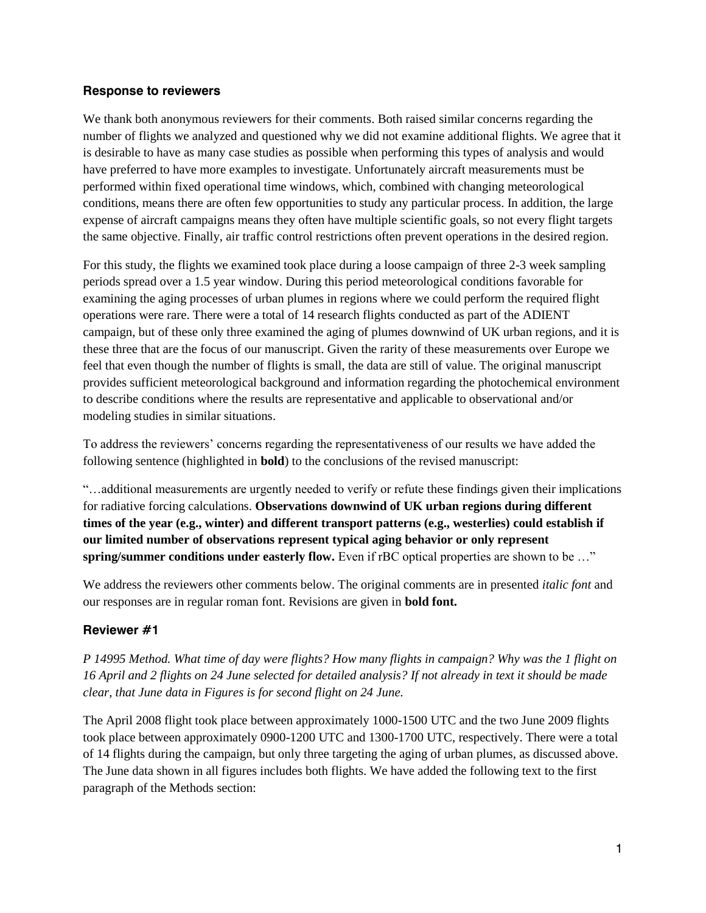### Response to reviewers

We thank both anonymous reviewers for their comments. Both raised similar concerns regarding the number of flights we analyzed and questioned why we did not examine additional flights. We agree that it is desirable to have as many case studies as possible when performing this types of analysis and would have preferred to have more examples to investigate. Unfortunately aircraft measurements must be performed within fixed operational time windows, which, combined with changing meteorological conditions, means there are often few opportunities to study any particular process. In addition, the large expense of aircraft campaigns means they often have multiple scientific goals, so not every flight targets the same objective. Finally, air traffic control restrictions often prevent operations in the desired region.

For this study, the flights we examined took place during a loose campaign of three 2-3 week sampling periods spread over a 1.5 year window. During this period meteorological conditions favorable for examining the aging processes of urban plumes in regions where we could perform the required flight operations were rare. There were a total of 14 research flights conducted as part of the ADIENT campaign, but of these only three examined the aging of plumes downwind of UK urban regions, and it is these three that are the focus of our manuscript. Given the rarity of these measurements over Europe we feel that even though the number of flights is small, the data are still of value. The original manuscript provides sufficient meteorological background and information regarding the photochemical environment to describe conditions where the results are representative and applicable to observational and/or modeling studies in similar situations.

To address the reviewers' concerns regarding the representativeness of our results we have added the following sentence (highlighted in **bold**) to the conclusions of the revised manuscript:

"…additional measurements are urgently needed to verify or refute these findings given their implications for radiative forcing calculations. **Observations downwind of UK urban regions during different times of the year (e.g., winter) and different transport patterns (e.g., westerlies) could establish if our limited number of observations represent typical aging behavior or only represent spring/summer conditions under easterly flow.** Even if rBC optical properties are shown to be …"

We address the reviewers other comments below. The original comments are in presented *italic font* and our responses are in regular roman font. Revisions are given in **bold font.**

### Reviewer #1

*P 14995 Method. What time of day were flights? How many flights in campaign? Why was the 1 flight on 16 April and 2 flights on 24 June selected for detailed analysis? If not already in text it should be made clear, that June data in Figures is for second flight on 24 June.*

The April 2008 flight took place between approximately 1000-1500 UTC and the two June 2009 flights took place between approximately 0900-1200 UTC and 1300-1700 UTC, respectively. There were a total of 14 flights during the campaign, but only three targeting the aging of urban plumes, as discussed above. The June data shown in all figures includes both flights. We have added the following text to the first paragraph of the Methods section: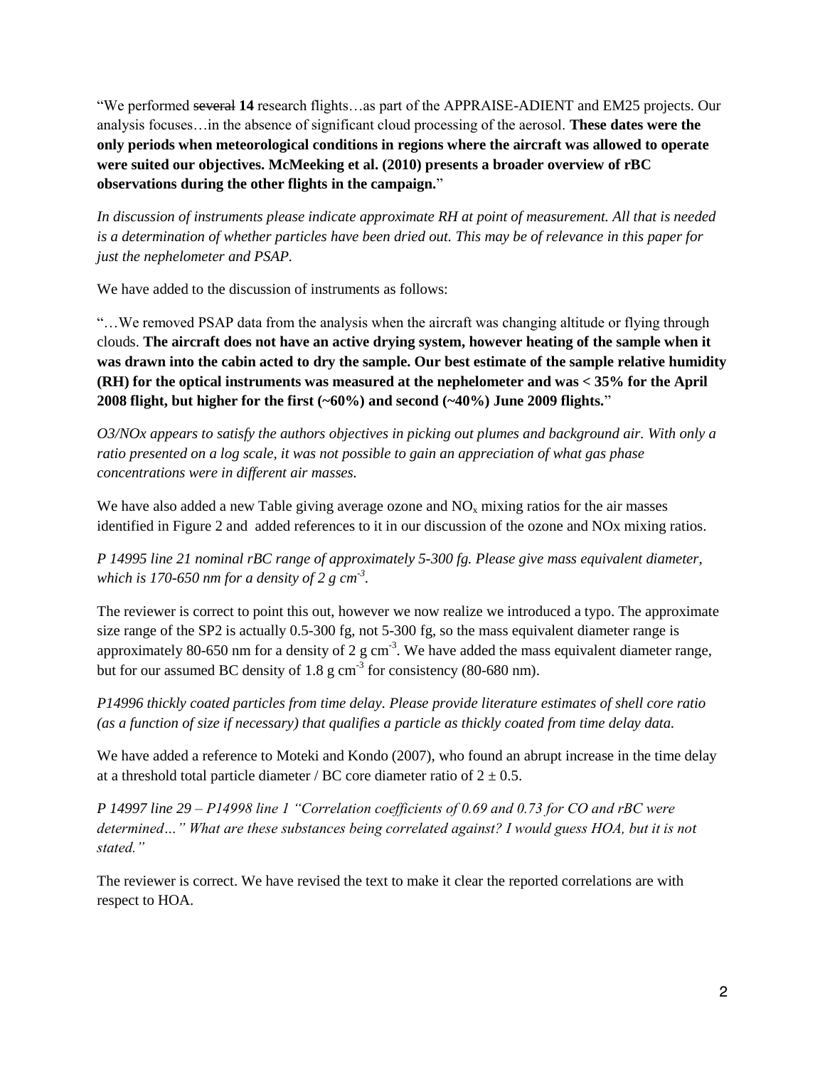"We performed ~~several~~ **14** research flights…as part of the APPRAISE-ADIENT and EM25 projects. Our analysis focuses…in the absence of significant cloud processing of the aerosol. **These dates were the only periods when meteorological conditions in regions where the aircraft was allowed to operate were suited our objectives. McMeeking et al. (2010) presents a broader overview of rBC observations during the other flights in the campaign.**"

*In discussion of instruments please indicate approximate RH at point of measurement. All that is needed is a determination of whether particles have been dried out. This may be of relevance in this paper for just the nephelometer and PSAP.*

We have added to the discussion of instruments as follows:

"…We removed PSAP data from the analysis when the aircraft was changing altitude or flying through clouds. **The aircraft does not have an active drying system, however heating of the sample when it was drawn into the cabin acted to dry the sample. Our best estimate of the sample relative humidity (RH) for the optical instruments was measured at the nephelometer and was < 35% for the April 2008 flight, but higher for the first (~60%) and second (~40%) June 2009 flights.**"

*O3/NOx appears to satisfy the authors objectives in picking out plumes and background air. With only a ratio presented on a log scale, it was not possible to gain an appreciation of what gas phase concentrations were in different air masses.*

We have also added a new Table giving average ozone and $NO_x$ mixing ratios for the air masses identified in Figure 2 and added references to it in our discussion of the ozone and NOx mixing ratios.

*P 14995 line 21 nominal rBC range of approximately 5-300 fg. Please give mass equivalent diameter, which is 170-650 nm for a density of 2 g cm$^{-3}$.*

The reviewer is correct to point this out, however we now realize we introduced a typo. The approximate size range of the SP2 is actually 0.5-300 fg, not 5-300 fg, so the mass equivalent diameter range is approximately 80-650 nm for a density of 2 g cm$^{-3}$. We have added the mass equivalent diameter range, but for our assumed BC density of 1.8 g cm$^{-3}$ for consistency (80-680 nm).

*P14996 thickly coated particles from time delay. Please provide literature estimates of shell core ratio (as a function of size if necessary) that qualifies a particle as thickly coated from time delay data.*

We have added a reference to Moteki and Kondo (2007), who found an abrupt increase in the time delay at a threshold total particle diameter / BC core diameter ratio of $2 \pm 0.5$.

*P 14997 line 29 – P14998 line 1 "Correlation coefficients of 0.69 and 0.73 for CO and rBC were determined…" What are these substances being correlated against? I would guess HOA, but it is not stated."*

The reviewer is correct. We have revised the text to make it clear the reported correlations are with respect to HOA.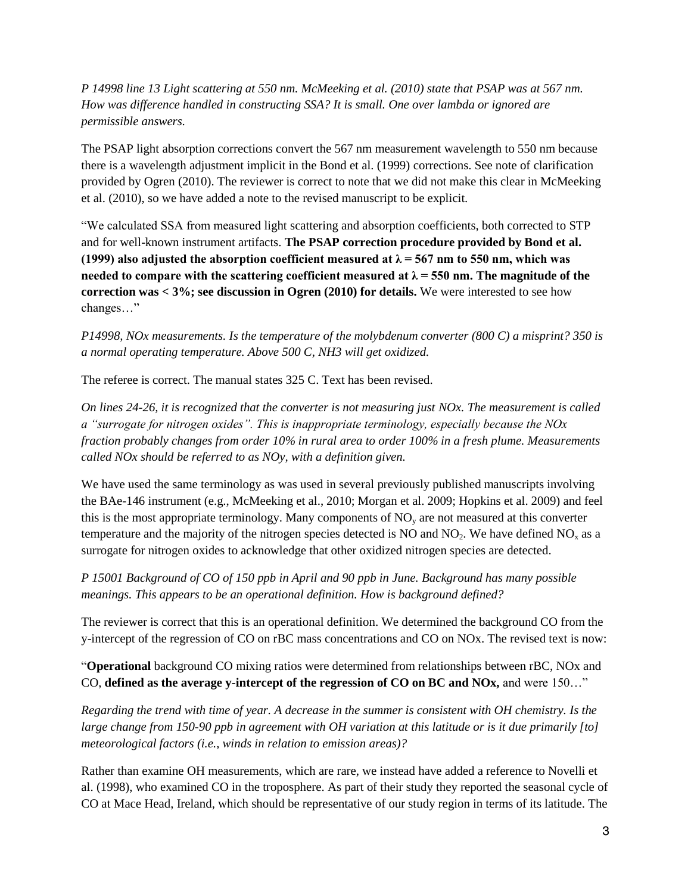*P 14998 line 13 Light scattering at 550 nm. McMeeking et al. (2010) state that PSAP was at 567 nm. How was difference handled in constructing SSA? It is small. One over lambda or ignored are permissible answers.*

The PSAP light absorption corrections convert the 567 nm measurement wavelength to 550 nm because there is a wavelength adjustment implicit in the Bond et al. (1999) corrections. See note of clarification provided by Ogren (2010). The reviewer is correct to note that we did not make this clear in McMeeking et al. (2010), so we have added a note to the revised manuscript to be explicit.

"We calculated SSA from measured light scattering and absorption coefficients, both corrected to STP and for well-known instrument artifacts. **The PSAP correction procedure provided by Bond et al. (1999) also adjusted the absorption coefficient measured at $\lambda = 567$ nm to 550 nm, which was needed to compare with the scattering coefficient measured at $\lambda = 550$ nm. The magnitude of the correction was < 3%; see discussion in Ogren (2010) for details.** We were interested to see how changes…"

*P14998, NOx measurements. Is the temperature of the molybdenum converter (800 C) a misprint? 350 is a normal operating temperature. Above 500 C, NH3 will get oxidized.*

The referee is correct. The manual states 325 C. Text has been revised.

*On lines 24-26, it is recognized that the converter is not measuring just NOx. The measurement is called a "surrogate for nitrogen oxides". This is inappropriate terminology, especially because the NOx fraction probably changes from order 10% in rural area to order 100% in a fresh plume. Measurements called NOx should be referred to as NOy, with a definition given.*

We have used the same terminology as was used in several previously published manuscripts involving the BAe-146 instrument (e.g., McMeeking et al., 2010; Morgan et al. 2009; Hopkins et al. 2009) and feel this is the most appropriate terminology. Many components of $NO_y$ are not measured at this converter temperature and the majority of the nitrogen species detected is NO and $NO_2$. We have defined $NO_x$ as a surrogate for nitrogen oxides to acknowledge that other oxidized nitrogen species are detected.

*P 15001 Background of CO of 150 ppb in April and 90 ppb in June. Background has many possible meanings. This appears to be an operational definition. How is background defined?*

The reviewer is correct that this is an operational definition. We determined the background CO from the y-intercept of the regression of CO on rBC mass concentrations and CO on NOx. The revised text is now:

"**Operational** background CO mixing ratios were determined from relationships between rBC, NOx and CO, **defined as the average y-intercept of the regression of CO on BC and NOx,** and were 150…"

*Regarding the trend with time of year. A decrease in the summer is consistent with OH chemistry. Is the large change from 150-90 ppb in agreement with OH variation at this latitude or is it due primarily [to] meteorological factors (i.e., winds in relation to emission areas)?*

Rather than examine OH measurements, which are rare, we instead have added a reference to Novelli et al. (1998), who examined CO in the troposphere. As part of their study they reported the seasonal cycle of CO at Mace Head, Ireland, which should be representative of our study region in terms of its latitude. The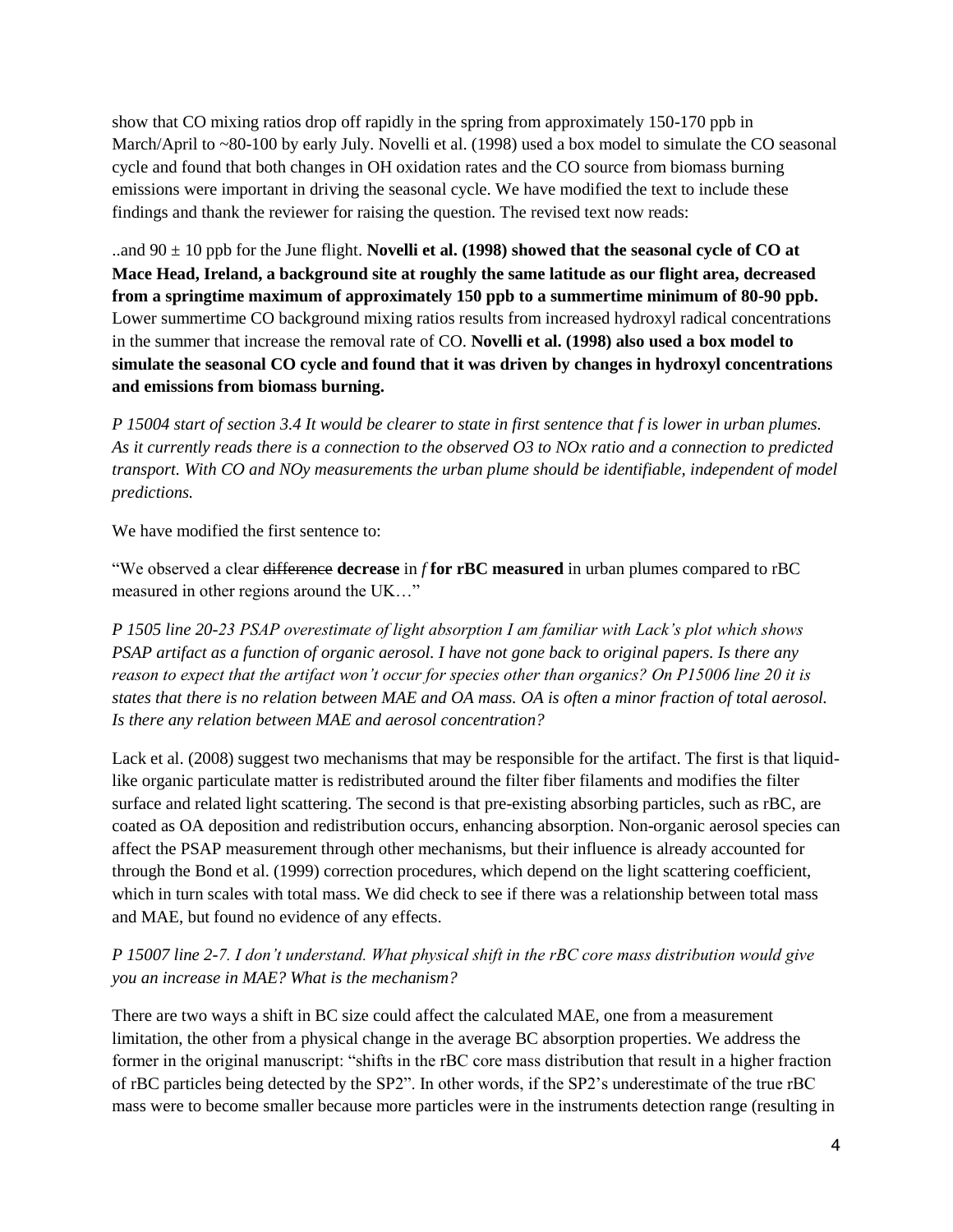show that CO mixing ratios drop off rapidly in the spring from approximately 150-170 ppb in March/April to ~80-100 by early July. Novelli et al. (1998) used a box model to simulate the CO seasonal cycle and found that both changes in OH oxidation rates and the CO source from biomass burning emissions were important in driving the seasonal cycle. We have modified the text to include these findings and thank the reviewer for raising the question. The revised text now reads:

..and 90 ± 10 ppb for the June flight. **Novelli et al. (1998) showed that the seasonal cycle of CO at Mace Head, Ireland, a background site at roughly the same latitude as our flight area, decreased from a springtime maximum of approximately 150 ppb to a summertime minimum of 80-90 ppb.** Lower summertime CO background mixing ratios results from increased hydroxyl radical concentrations in the summer that increase the removal rate of CO. **Novelli et al. (1998) also used a box model to simulate the seasonal CO cycle and found that it was driven by changes in hydroxyl concentrations and emissions from biomass burning.**

*P 15004 start of section 3.4 It would be clearer to state in first sentence that f is lower in urban plumes. As it currently reads there is a connection to the observed O3 to NOx ratio and a connection to predicted transport. With CO and NOy measurements the urban plume should be identifiable, independent of model predictions.*

We have modified the first sentence to:

"We observed a clear ~~difference~~ **decrease** in *f* **for rBC measured** in urban plumes compared to rBC measured in other regions around the UK…"

*P 1505 line 20-23 PSAP overestimate of light absorption I am familiar with Lack's plot which shows PSAP artifact as a function of organic aerosol. I have not gone back to original papers. Is there any reason to expect that the artifact won't occur for species other than organics? On P15006 line 20 it is states that there is no relation between MAE and OA mass. OA is often a minor fraction of total aerosol. Is there any relation between MAE and aerosol concentration?*

Lack et al. (2008) suggest two mechanisms that may be responsible for the artifact. The first is that liquid-like organic particulate matter is redistributed around the filter fiber filaments and modifies the filter surface and related light scattering. The second is that pre-existing absorbing particles, such as rBC, are coated as OA deposition and redistribution occurs, enhancing absorption. Non-organic aerosol species can affect the PSAP measurement through other mechanisms, but their influence is already accounted for through the Bond et al. (1999) correction procedures, which depend on the light scattering coefficient, which in turn scales with total mass. We did check to see if there was a relationship between total mass and MAE, but found no evidence of any effects.

*P 15007 line 2-7. I don't understand. What physical shift in the rBC core mass distribution would give you an increase in MAE? What is the mechanism?*

There are two ways a shift in BC size could affect the calculated MAE, one from a measurement limitation, the other from a physical change in the average BC absorption properties. We address the former in the original manuscript: "shifts in the rBC core mass distribution that result in a higher fraction of rBC particles being detected by the SP2". In other words, if the SP2's underestimate of the true rBC mass were to become smaller because more particles were in the instruments detection range (resulting in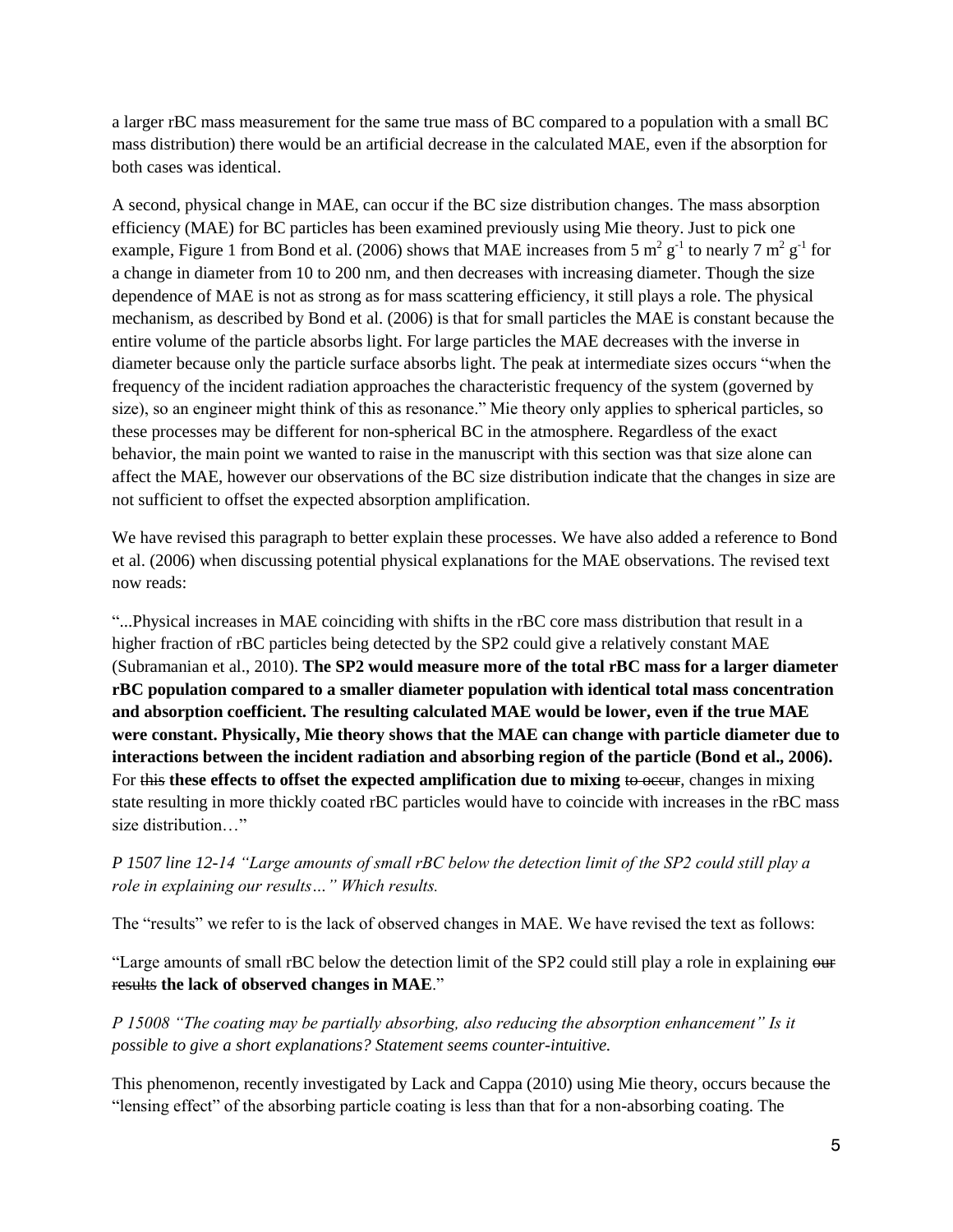a larger rBC mass measurement for the same true mass of BC compared to a population with a small BC mass distribution) there would be an artificial decrease in the calculated MAE, even if the absorption for both cases was identical.

A second, physical change in MAE, can occur if the BC size distribution changes. The mass absorption efficiency (MAE) for BC particles has been examined previously using Mie theory. Just to pick one example, Figure 1 from Bond et al. (2006) shows that MAE increases from 5 $m^2 g^{-1}$ to nearly 7 $m^2 g^{-1}$ for a change in diameter from 10 to 200 nm, and then decreases with increasing diameter. Though the size dependence of MAE is not as strong as for mass scattering efficiency, it still plays a role. The physical mechanism, as described by Bond et al. (2006) is that for small particles the MAE is constant because the entire volume of the particle absorbs light. For large particles the MAE decreases with the inverse in diameter because only the particle surface absorbs light. The peak at intermediate sizes occurs "when the frequency of the incident radiation approaches the characteristic frequency of the system (governed by size), so an engineer might think of this as resonance." Mie theory only applies to spherical particles, so these processes may be different for non-spherical BC in the atmosphere. Regardless of the exact behavior, the main point we wanted to raise in the manuscript with this section was that size alone can affect the MAE, however our observations of the BC size distribution indicate that the changes in size are not sufficient to offset the expected absorption amplification.

We have revised this paragraph to better explain these processes. We have also added a reference to Bond et al. (2006) when discussing potential physical explanations for the MAE observations. The revised text now reads:

"...Physical increases in MAE coinciding with shifts in the rBC core mass distribution that result in a higher fraction of rBC particles being detected by the SP2 could give a relatively constant MAE (Subramanian et al., 2010). **The SP2 would measure more of the total rBC mass for a larger diameter rBC population compared to a smaller diameter population with identical total mass concentration and absorption coefficient. The resulting calculated MAE would be lower, even if the true MAE were constant. Physically, Mie theory shows that the MAE can change with particle diameter due to interactions between the incident radiation and absorbing region of the particle (Bond et al., 2006).** For ~~this~~ **these effects to offset the expected amplification due to mixing** ~~to occur~~, changes in mixing state resulting in more thickly coated rBC particles would have to coincide with increases in the rBC mass size distribution…"

*P 1507 line 12-14 "Large amounts of small rBC below the detection limit of the SP2 could still play a role in explaining our results…" Which results.*

The "results" we refer to is the lack of observed changes in MAE. We have revised the text as follows:

"Large amounts of small rBC below the detection limit of the SP2 could still play a role in explaining ~~our results~~ **the lack of observed changes in MAE**."

*P 15008 "The coating may be partially absorbing, also reducing the absorption enhancement" Is it possible to give a short explanations? Statement seems counter-intuitive.*

This phenomenon, recently investigated by Lack and Cappa (2010) using Mie theory, occurs because the "lensing effect" of the absorbing particle coating is less than that for a non-absorbing coating. The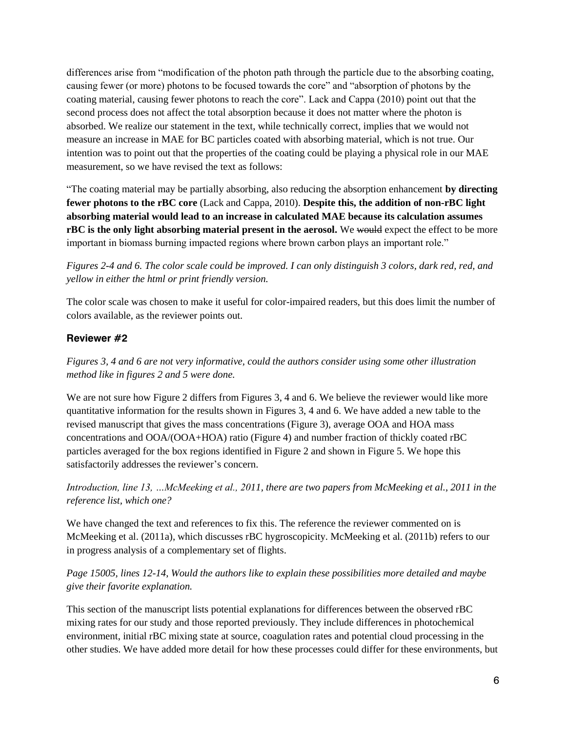differences arise from "modification of the photon path through the particle due to the absorbing coating, causing fewer (or more) photons to be focused towards the core" and "absorption of photons by the coating material, causing fewer photons to reach the core". Lack and Cappa (2010) point out that the second process does not affect the total absorption because it does not matter where the photon is absorbed. We realize our statement in the text, while technically correct, implies that we would not measure an increase in MAE for BC particles coated with absorbing material, which is not true. Our intention was to point out that the properties of the coating could be playing a physical role in our MAE measurement, so we have revised the text as follows:

"The coating material may be partially absorbing, also reducing the absorption enhancement **by directing fewer photons to the rBC core** (Lack and Cappa, 2010). **Despite this, the addition of non-rBC light absorbing material would lead to an increase in calculated MAE because its calculation assumes rBC is the only light absorbing material present in the aerosol.** We ~~would~~ expect the effect to be more important in biomass burning impacted regions where brown carbon plays an important role."

*Figures 2-4 and 6. The color scale could be improved. I can only distinguish 3 colors, dark red, red, and yellow in either the html or print friendly version.*

The color scale was chosen to make it useful for color-impaired readers, but this does limit the number of colors available, as the reviewer points out.

### Reviewer #2

*Figures 3, 4 and 6 are not very informative, could the authors consider using some other illustration method like in figures 2 and 5 were done.*

We are not sure how Figure 2 differs from Figures 3, 4 and 6. We believe the reviewer would like more quantitative information for the results shown in Figures 3, 4 and 6. We have added a new table to the revised manuscript that gives the mass concentrations (Figure 3), average OOA and HOA mass concentrations and OOA/(OOA+HOA) ratio (Figure 4) and number fraction of thickly coated rBC particles averaged for the box regions identified in Figure 2 and shown in Figure 5. We hope this satisfactorily addresses the reviewer's concern.

*Introduction, line 13, …McMeeking et al., 2011, there are two papers from McMeeking et al., 2011 in the reference list, which one?*

We have changed the text and references to fix this. The reference the reviewer commented on is McMeeking et al. (2011a), which discusses rBC hygroscopicity. McMeeking et al. (2011b) refers to our in progress analysis of a complementary set of flights.

*Page 15005, lines 12-14, Would the authors like to explain these possibilities more detailed and maybe give their favorite explanation.*

This section of the manuscript lists potential explanations for differences between the observed rBC mixing rates for our study and those reported previously. They include differences in photochemical environment, initial rBC mixing state at source, coagulation rates and potential cloud processing in the other studies. We have added more detail for how these processes could differ for these environments, but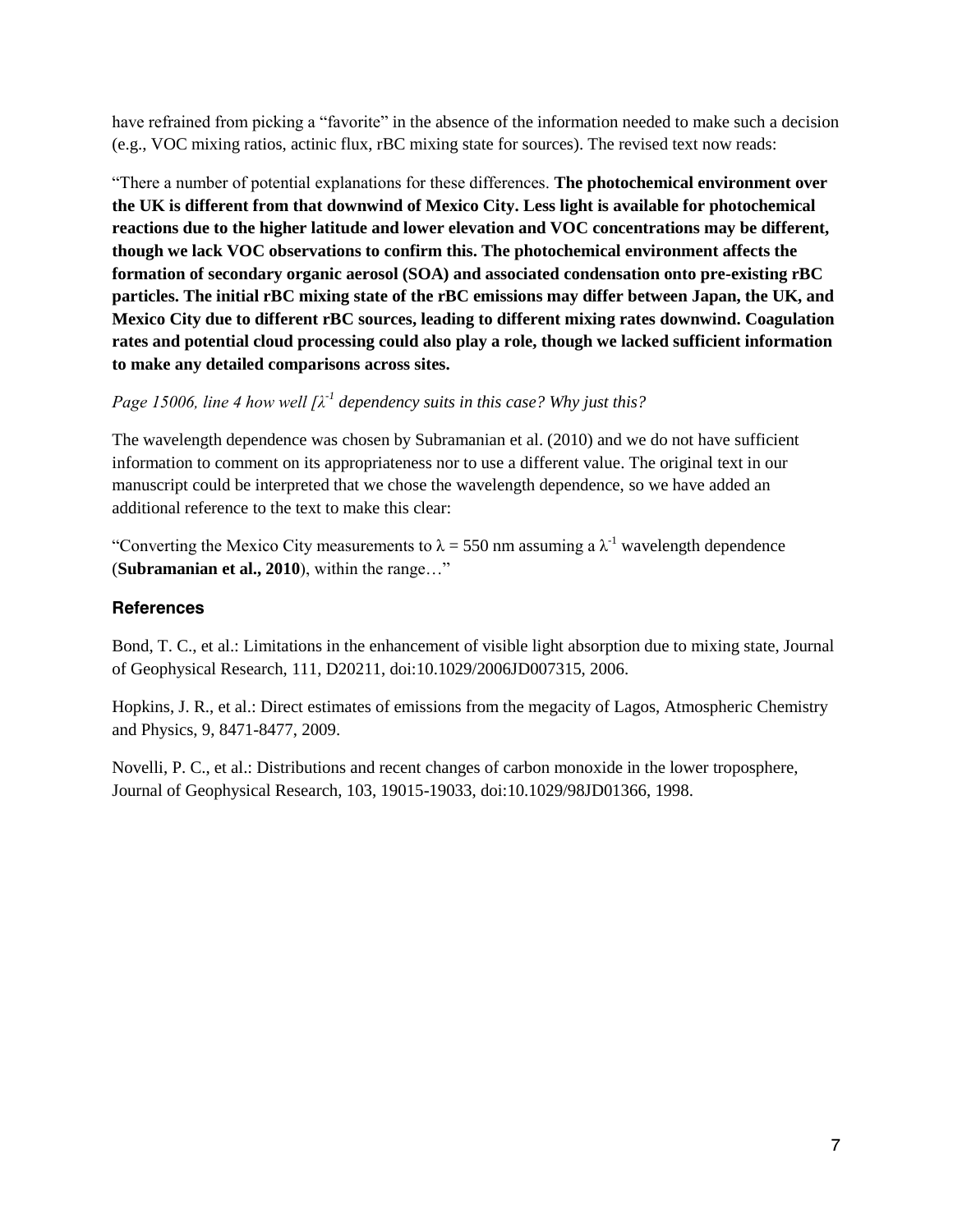have refrained from picking a "favorite" in the absence of the information needed to make such a decision (e.g., VOC mixing ratios, actinic flux, rBC mixing state for sources). The revised text now reads:

"There a number of potential explanations for these differences. **The photochemical environment over the UK is different from that downwind of Mexico City. Less light is available for photochemical reactions due to the higher latitude and lower elevation and VOC concentrations may be different, though we lack VOC observations to confirm this. The photochemical environment affects the formation of secondary organic aerosol (SOA) and associated condensation onto pre-existing rBC particles. The initial rBC mixing state of the rBC emissions may differ between Japan, the UK, and Mexico City due to different rBC sources, leading to different mixing rates downwind. Coagulation rates and potential cloud processing could also play a role, though we lacked sufficient information to make any detailed comparisons across sites.**

*Page 15006, line 4 how well [$\lambda^{-1}$ dependency suits in this case? Why just this?*

The wavelength dependence was chosen by Subramanian et al. (2010) and we do not have sufficient information to comment on its appropriateness nor to use a different value. The original text in our manuscript could be interpreted that we chose the wavelength dependence, so we have added an additional reference to the text to make this clear:

"Converting the Mexico City measurements to $\lambda = 550$ nm assuming a $\lambda^{-1}$ wavelength dependence (**Subramanian et al., 2010**), within the range…"

## References

Bond, T. C., et al.: Limitations in the enhancement of visible light absorption due to mixing state, Journal of Geophysical Research, 111, D20211, doi:10.1029/2006JD007315, 2006.

Hopkins, J. R., et al.: Direct estimates of emissions from the megacity of Lagos, Atmospheric Chemistry and Physics, 9, 8471-8477, 2009.

Novelli, P. C., et al.: Distributions and recent changes of carbon monoxide in the lower troposphere, Journal of Geophysical Research, 103, 19015-19033, doi:10.1029/98JD01366, 1998.